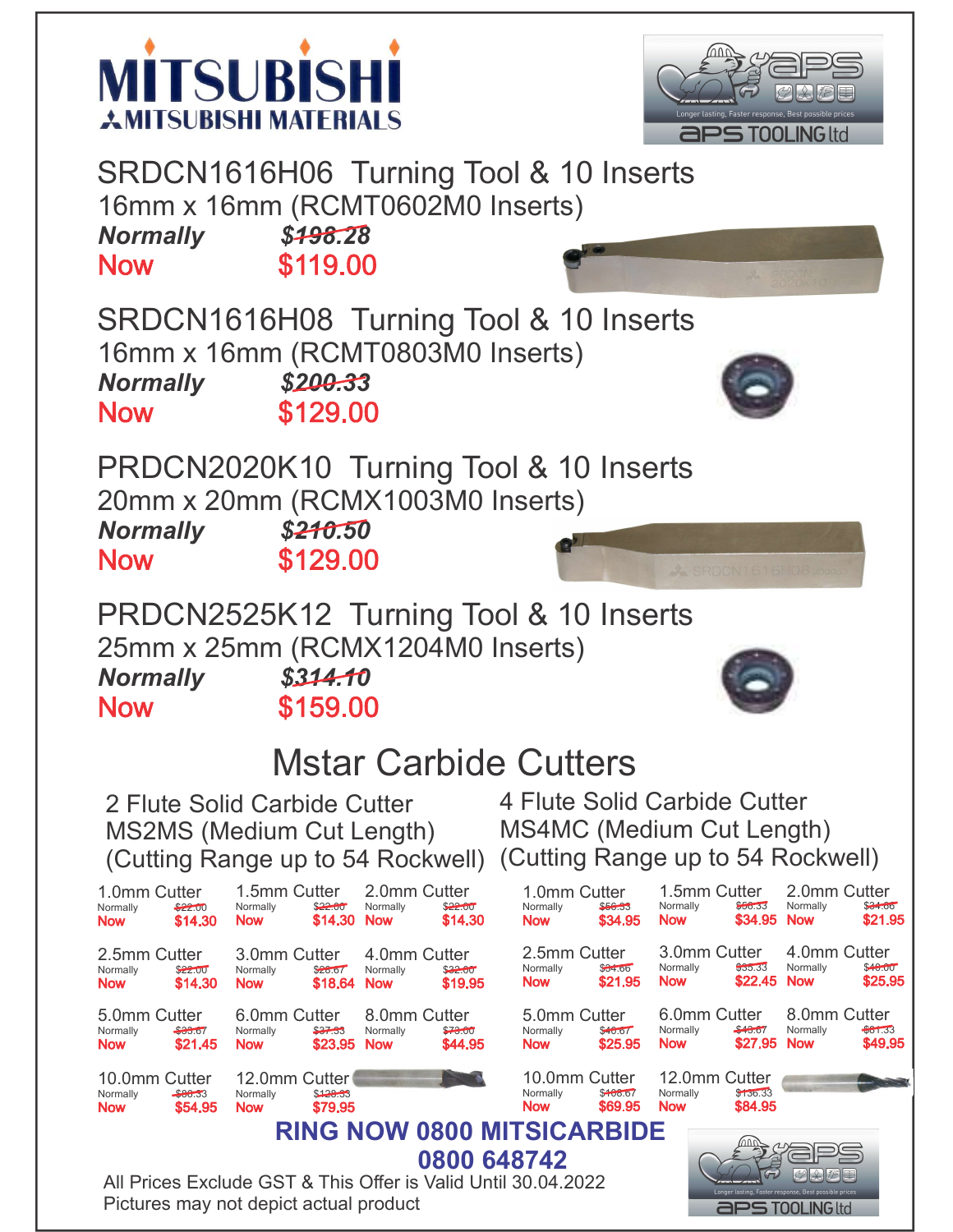MITSUBISHI
MITSUBISHI MATERIALS

APS TOOLING ltd
Longer lasting, Faster response, Best possible prices

## SRDCN1616H06 Turning Tool & 10 Inserts

16mm x 16mm (RCMT0602M0 Inserts)

***Normally*** ~~$198.28~~
**Now** $119.00

## SRDCN1616H08 Turning Tool & 10 Inserts

16mm x 16mm (RCMT0803M0 Inserts)

***Normally*** ~~$200.33~~
**Now** $129.00

## PRDCN2020K10 Turning Tool & 10 Inserts

20mm x 20mm (RCMX1003M0 Inserts)

***Normally*** ~~$210.50~~
**Now** $129.00

## PRDCN2525K12 Turning Tool & 10 Inserts

25mm x 25mm (RCMX1204M0 Inserts)

***Normally*** ~~$314.10~~
**Now** $159.00

# Mstar Carbide Cutters

### 2 Flute Solid Carbide Cutter MS2MS (Medium Cut Length) (Cutting Range up to 54 Rockwell)

| Cutter | Normally | Now |
|---|---|---|
| 1.0mm Cutter | ~~$22.00~~ | $14.30 |
| 1.5mm Cutter | ~~$22.00~~ | $14.30 |
| 2.0mm Cutter | ~~$22.00~~ | $14.30 |
| 2.5mm Cutter | ~~$22.00~~ | $14.30 |
| 3.0mm Cutter | ~~$26.67~~ | $18.64 |
| 4.0mm Cutter | ~~$32.00~~ | $19.95 |
| 5.0mm Cutter | ~~$33.67~~ | $21.45 |
| 6.0mm Cutter | ~~$37.33~~ | $23.95 |
| 8.0mm Cutter | ~~$73.00~~ | $44.95 |
| 10.0mm Cutter | ~~$90.33~~ | $54.95 |
| 12.0mm Cutter | ~~$128.33~~ | $79.95 |

### 4 Flute Solid Carbide Cutter MS4MC (Medium Cut Length) (Cutting Range up to 54 Rockwell)

| Cutter | Normally | Now |
|---|---|---|
| 1.0mm Cutter | ~~$56.33~~ | $34.95 |
| 1.5mm Cutter | ~~$56.33~~ | $34.95 |
| 2.0mm Cutter | ~~$34.66~~ | $21.95 |
| 2.5mm Cutter | ~~$34.66~~ | $21.95 |
| 3.0mm Cutter | ~~$35.33~~ | $22.45 |
| 4.0mm Cutter | ~~$40.00~~ | $25.95 |
| 5.0mm Cutter | ~~$40.67~~ | $25.95 |
| 6.0mm Cutter | ~~$43.67~~ | $27.95 |
| 8.0mm Cutter | ~~$81.33~~ | $49.95 |
| 10.0mm Cutter | ~~$106.67~~ | $69.95 |
| 12.0mm Cutter | ~~$136.33~~ | $84.95 |

**RING NOW 0800 MITSICARBIDE**
**0800 648742**

All Prices Exclude GST & This Offer is Valid Until 30.04.2022
Pictures may not depict actual product

APS TOOLING ltd
Longer lasting, Faster response, Best possible prices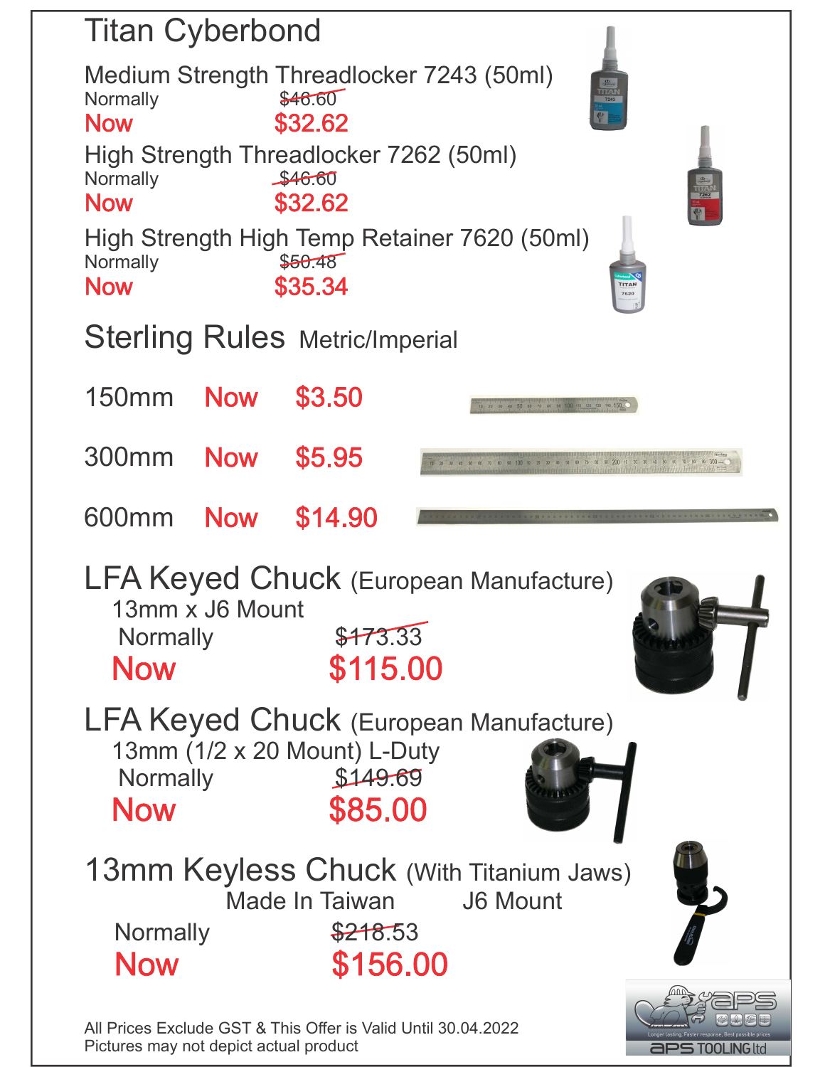# Titan Cyberbond

## Medium Strength Threadlocker 7243 (50ml)

Normally ~~$46.60~~

Now $32.62

## High Strength Threadlocker 7262 (50ml)

Normally ~~$46.60~~

Now $32.62

## High Strength High Temp Retainer 7620 (50ml)

Normally ~~$50.48~~

Now $35.34

# Sterling Rules Metric/Imperial

150mm Now $3.50

300mm Now $5.95

600mm Now $14.90

# LFA Keyed Chuck (European Manufacture)

13mm x J6 Mount

Normally ~~$173.33~~

Now $115.00

# LFA Keyed Chuck (European Manufacture)

13mm (1/2 x 20 Mount) L-Duty

Normally ~~$149.69~~

Now $85.00

# 13mm Keyless Chuck (With Titanium Jaws)

Made In Taiwan J6 Mount

Normally ~~$218.53~~

Now $156.00

All Prices Exclude GST & This Offer is Valid Until 30.04.2022

Pictures may not depict actual product

APS TOOLING ltd

Longer lasting. Faster response. Best possible prices